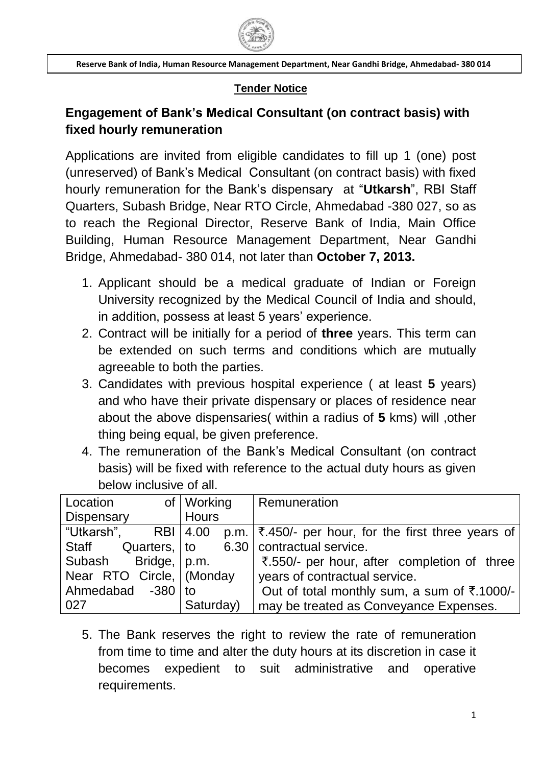**Reserve Bank of India, Human Resource Management Department, Near Gandhi Bridge, Ahmedabad- 380 014**

**Tender Notice**

## Engagement of Bank's Medical Consultant (on contract basis) with fixed hourly remuneration

Applications are invited from eligible candidates to fill up 1 (one) post (unreserved) of Bank's Medical Consultant (on contract basis) with fixed hourly remuneration for the Bank's dispensary at "**Utkarsh**", RBI Staff Quarters, Subash Bridge, Near RTO Circle, Ahmedabad -380 027, so as to reach the Regional Director, Reserve Bank of India, Main Office Building, Human Resource Management Department, Near Gandhi Bridge, Ahmedabad- 380 014, not later than **October 7, 2013.**

1. Applicant should be a medical graduate of Indian or Foreign University recognized by the Medical Council of India and should, in addition, possess at least 5 years' experience.
2. Contract will be initially for a period of **three** years. This term can be extended on such terms and conditions which are mutually agreeable to both the parties.
3. Candidates with previous hospital experience ( at least **5** years) and who have their private dispensary or places of residence near about the above dispensaries( within a radius of **5** kms) will ,other thing being equal, be given preference.
4. The remuneration of the Bank's Medical Consultant (on contract basis) will be fixed with reference to the actual duty hours as given below inclusive of all.

| Location of Dispensary | Working Hours | Remuneration |
|---|---|---|
| "Utkarsh", RBI Staff Quarters, Subash Bridge, Near RTO Circle, Ahmedabad -380 027 | 4.00 p.m. to 6.30 p.m. (Monday to Saturday) | ₹.450/- per hour, for the first three years of contractual service.<br>₹.550/- per hour, after completion of three years of contractual service.<br>Out of total monthly sum, a sum of ₹.1000/- may be treated as Conveyance Expenses. |

5. The Bank reserves the right to review the rate of remuneration from time to time and alter the duty hours at its discretion in case it becomes expedient to suit administrative and operative requirements.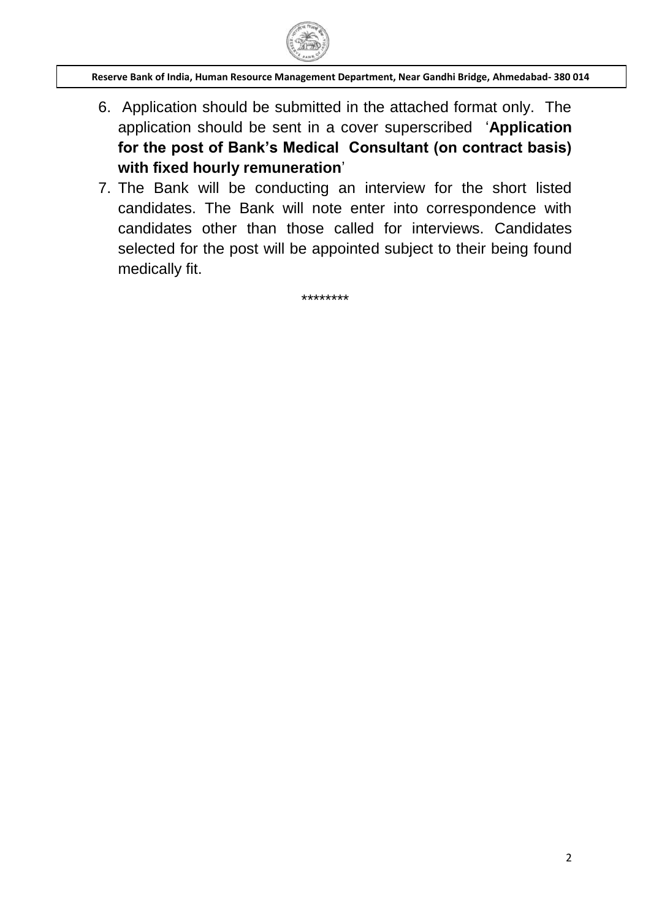6. Application should be submitted in the attached format only. The application should be sent in a cover superscribed '**Application for the post of Bank's Medical Consultant (on contract basis) with fixed hourly remuneration**'
7. The Bank will be conducting an interview for the short listed candidates. The Bank will note enter into correspondence with candidates other than those called for interviews. Candidates selected for the post will be appointed subject to their being found medically fit.

********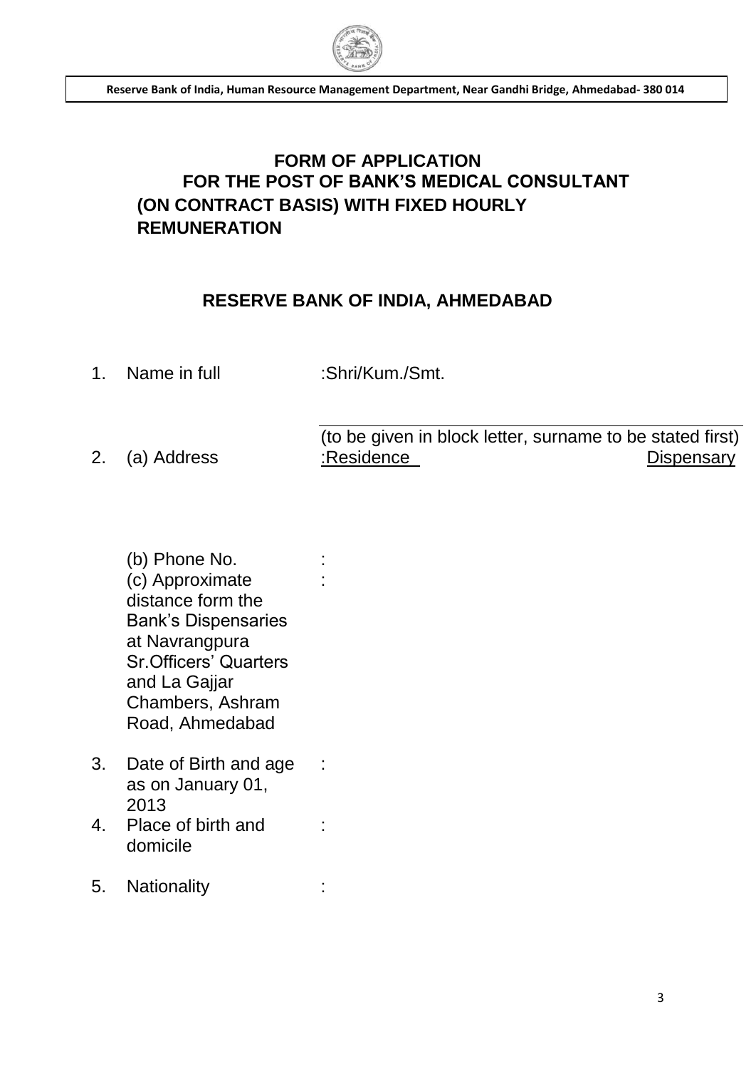Reserve Bank of India, Human Resource Management Department, Near Gandhi Bridge, Ahmedabad- 380 014

# FORM OF APPLICATION FOR THE POST OF BANK'S MEDICAL CONSULTANT (ON CONTRACT BASIS) WITH FIXED HOURLY REMUNERATION

## RESERVE BANK OF INDIA, AHMEDABAD

1. Name in full :Shri/Kum./Smt.

   (to be given in block letter, surname to be stated first)

2. (a) Address :Residence Dispensary

   (b) Phone No. :

   (c) Approximate distance form the Bank's Dispensaries at Navrangpura Sr.Officers' Quarters and La Gajjar Chambers, Ashram Road, Ahmedabad :

3. Date of Birth and age as on January 01, 2013 :

4. Place of birth and domicile :

5. Nationality :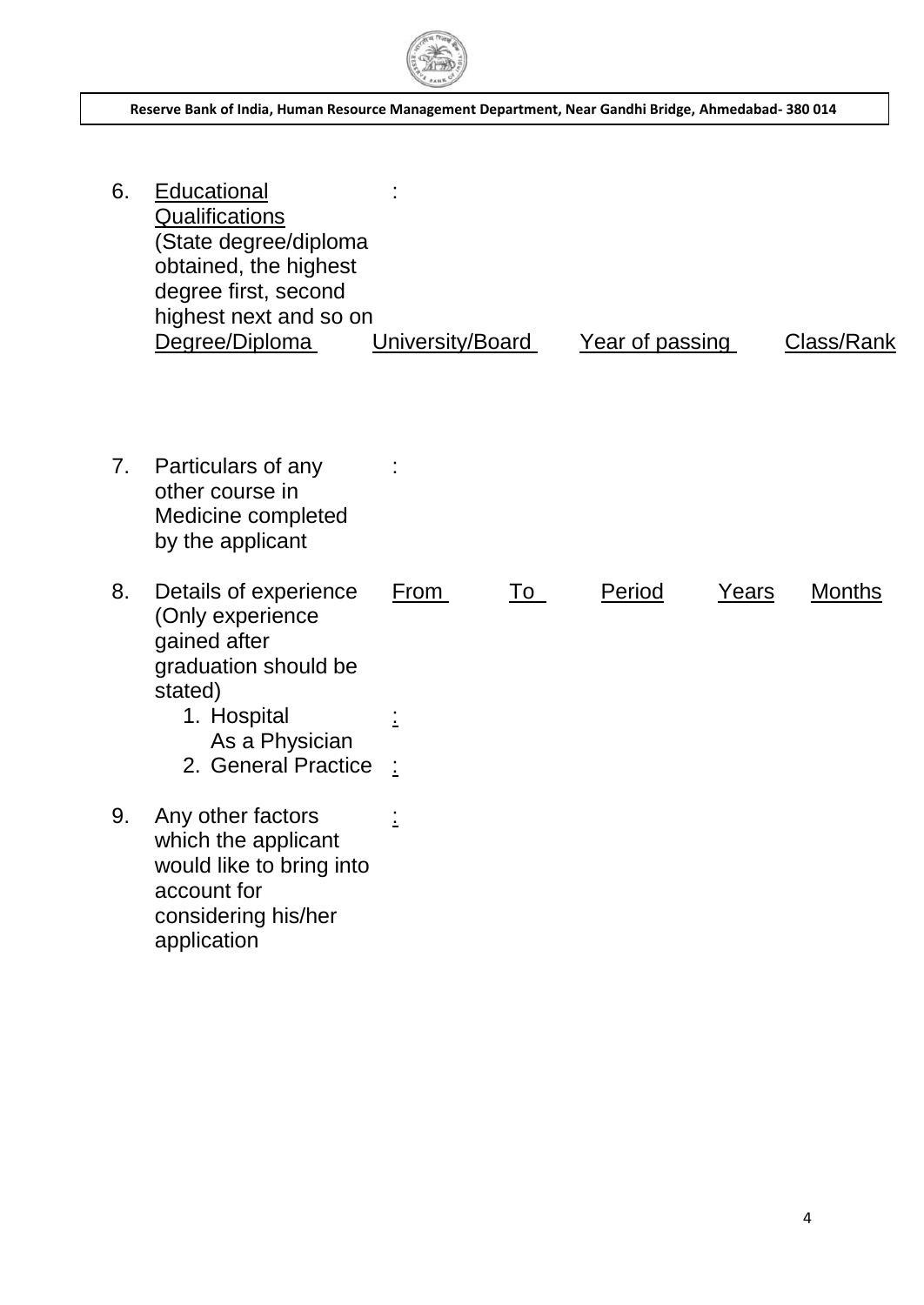6. Educational Qualifications (State degree/diploma obtained, the highest degree first, second highest next and so on :

| Degree/Diploma | University/Board | Year of passing | Class/Rank |
|---|---|---|---|
| | | | |

7. Particulars of any other course in Medicine completed by the applicant :

8. Details of experience (Only experience gained after graduation should be stated)

| | | From | To | Period | Years | Months |
|---|---|---|---|---|---|---|
| 1. Hospital As a Physician | : | | | | | |
| 2. General Practice | : | | | | | |

9. Any other factors which the applicant would like to bring into account for considering his/her application :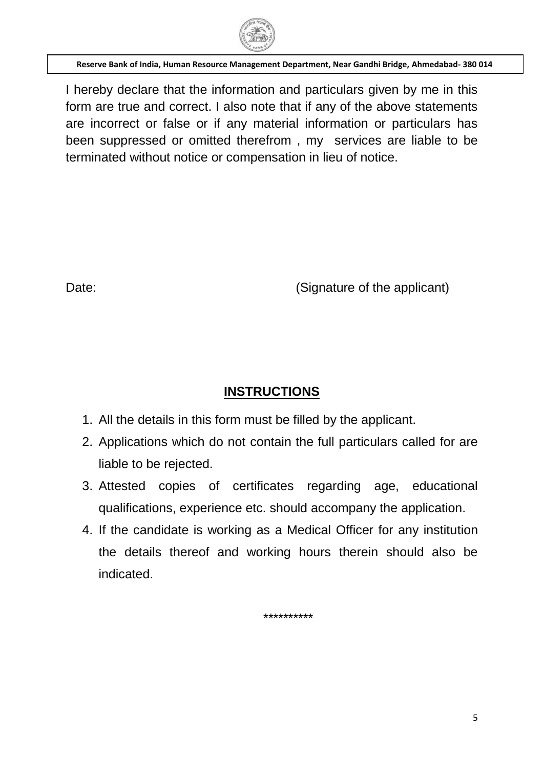I hereby declare that the information and particulars given by me in this form are true and correct. I also note that if any of the above statements are incorrect or false or if any material information or particulars has been suppressed or omitted therefrom , my services are liable to be terminated without notice or compensation in lieu of notice.

Date: (Signature of the applicant)

## INSTRUCTIONS

1. All the details in this form must be filled by the applicant.
2. Applications which do not contain the full particulars called for are liable to be rejected.
3. Attested copies of certificates regarding age, educational qualifications, experience etc. should accompany the application.
4. If the candidate is working as a Medical Officer for any institution the details thereof and working hours therein should also be indicated.

**********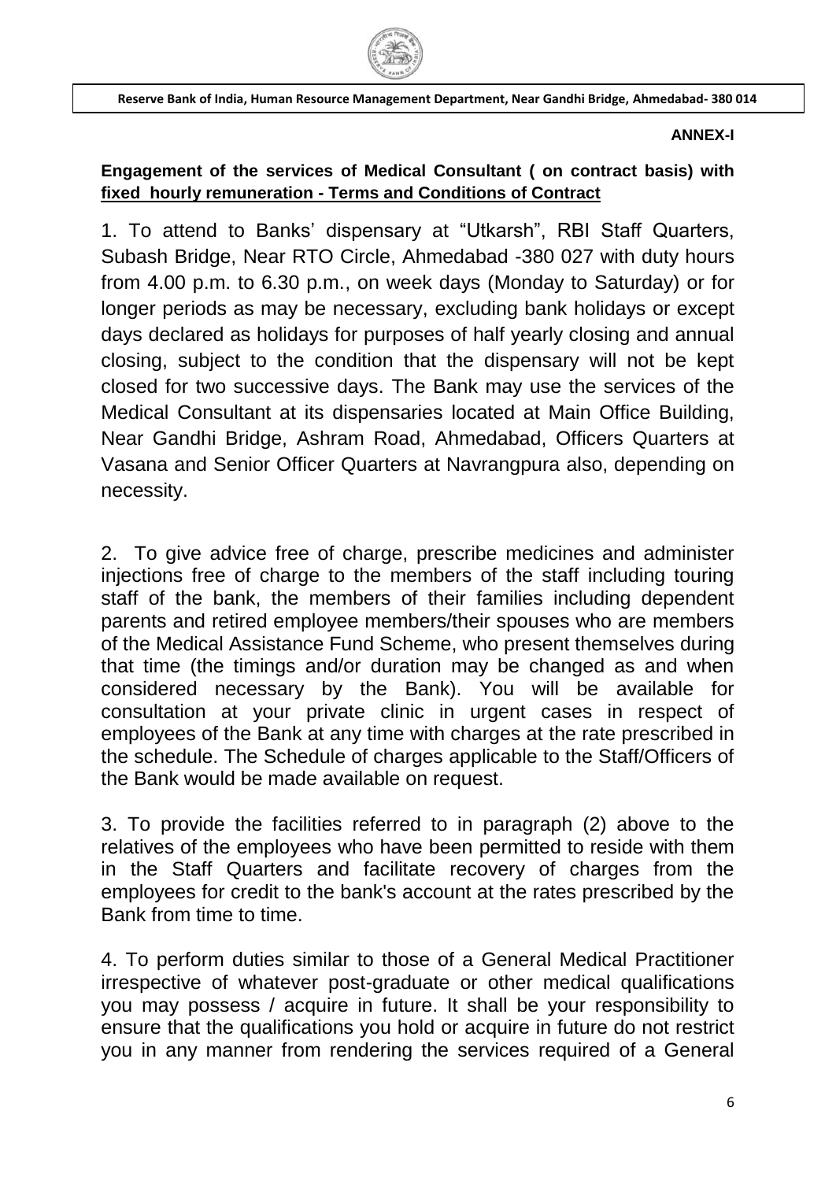**ANNEX-I**

**Engagement of the services of Medical Consultant ( on contract basis) with <u>fixed hourly remuneration - Terms and Conditions of Contract</u>**

1. To attend to Banks' dispensary at "Utkarsh", RBI Staff Quarters, Subash Bridge, Near RTO Circle, Ahmedabad -380 027 with duty hours from 4.00 p.m. to 6.30 p.m., on week days (Monday to Saturday) or for longer periods as may be necessary, excluding bank holidays or except days declared as holidays for purposes of half yearly closing and annual closing, subject to the condition that the dispensary will not be kept closed for two successive days. The Bank may use the services of the Medical Consultant at its dispensaries located at Main Office Building, Near Gandhi Bridge, Ashram Road, Ahmedabad, Officers Quarters at Vasana and Senior Officer Quarters at Navrangpura also, depending on necessity.

2. To give advice free of charge, prescribe medicines and administer injections free of charge to the members of the staff including touring staff of the bank, the members of their families including dependent parents and retired employee members/their spouses who are members of the Medical Assistance Fund Scheme, who present themselves during that time (the timings and/or duration may be changed as and when considered necessary by the Bank). You will be available for consultation at your private clinic in urgent cases in respect of employees of the Bank at any time with charges at the rate prescribed in the schedule. The Schedule of charges applicable to the Staff/Officers of the Bank would be made available on request.

3. To provide the facilities referred to in paragraph (2) above to the relatives of the employees who have been permitted to reside with them in the Staff Quarters and facilitate recovery of charges from the employees for credit to the bank's account at the rates prescribed by the Bank from time to time.

4. To perform duties similar to those of a General Medical Practitioner irrespective of whatever post-graduate or other medical qualifications you may possess / acquire in future. It shall be your responsibility to ensure that the qualifications you hold or acquire in future do not restrict you in any manner from rendering the services required of a General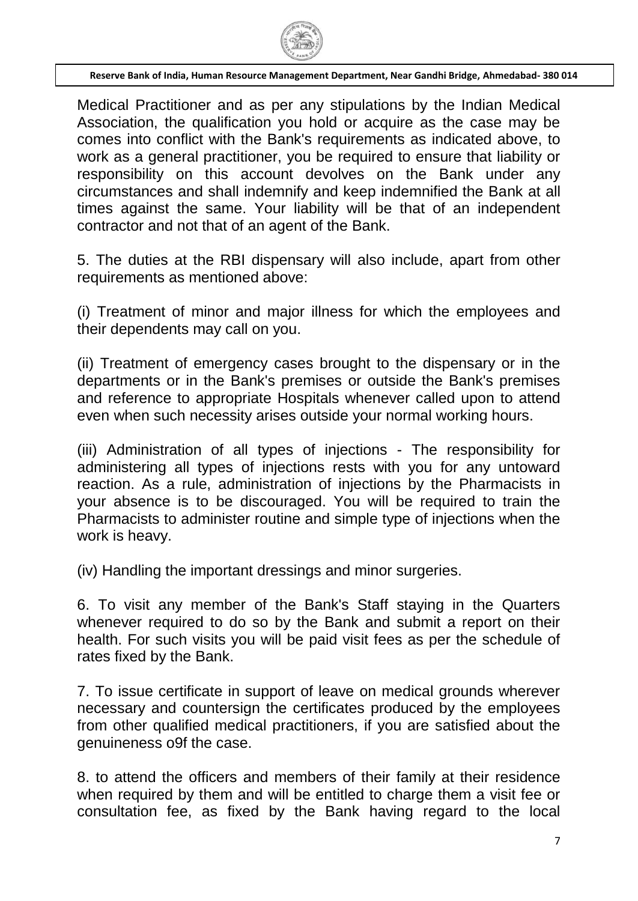Medical Practitioner and as per any stipulations by the Indian Medical Association, the qualification you hold or acquire as the case may be comes into conflict with the Bank's requirements as indicated above, to work as a general practitioner, you be required to ensure that liability or responsibility on this account devolves on the Bank under any circumstances and shall indemnify and keep indemnified the Bank at all times against the same. Your liability will be that of an independent contractor and not that of an agent of the Bank.

5. The duties at the RBI dispensary will also include, apart from other requirements as mentioned above:

(i) Treatment of minor and major illness for which the employees and their dependents may call on you.

(ii) Treatment of emergency cases brought to the dispensary or in the departments or in the Bank's premises or outside the Bank's premises and reference to appropriate Hospitals whenever called upon to attend even when such necessity arises outside your normal working hours.

(iii) Administration of all types of injections - The responsibility for administering all types of injections rests with you for any untoward reaction. As a rule, administration of injections by the Pharmacists in your absence is to be discouraged. You will be required to train the Pharmacists to administer routine and simple type of injections when the work is heavy.

(iv) Handling the important dressings and minor surgeries.

6. To visit any member of the Bank's Staff staying in the Quarters whenever required to do so by the Bank and submit a report on their health. For such visits you will be paid visit fees as per the schedule of rates fixed by the Bank.

7. To issue certificate in support of leave on medical grounds wherever necessary and countersign the certificates produced by the employees from other qualified medical practitioners, if you are satisfied about the genuineness o9f the case.

8. to attend the officers and members of their family at their residence when required by them and will be entitled to charge them a visit fee or consultation fee, as fixed by the Bank having regard to the local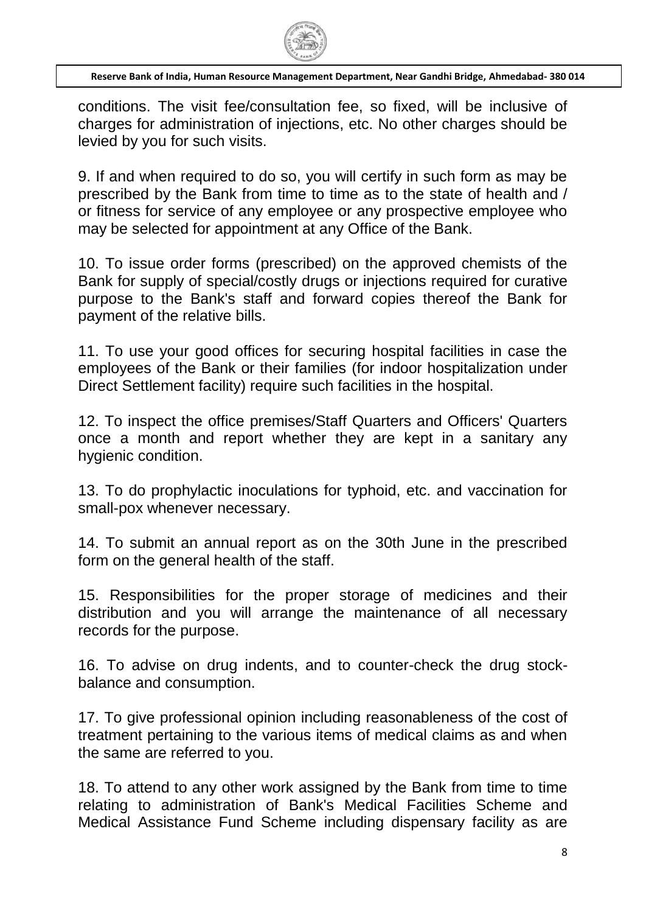conditions. The visit fee/consultation fee, so fixed, will be inclusive of charges for administration of injections, etc. No other charges should be levied by you for such visits.

9. If and when required to do so, you will certify in such form as may be prescribed by the Bank from time to time as to the state of health and / or fitness for service of any employee or any prospective employee who may be selected for appointment at any Office of the Bank.

10. To issue order forms (prescribed) on the approved chemists of the Bank for supply of special/costly drugs or injections required for curative purpose to the Bank's staff and forward copies thereof the Bank for payment of the relative bills.

11. To use your good offices for securing hospital facilities in case the employees of the Bank or their families (for indoor hospitalization under Direct Settlement facility) require such facilities in the hospital.

12. To inspect the office premises/Staff Quarters and Officers' Quarters once a month and report whether they are kept in a sanitary any hygienic condition.

13. To do prophylactic inoculations for typhoid, etc. and vaccination for small-pox whenever necessary.

14. To submit an annual report as on the 30th June in the prescribed form on the general health of the staff.

15. Responsibilities for the proper storage of medicines and their distribution and you will arrange the maintenance of all necessary records for the purpose.

16. To advise on drug indents, and to counter-check the drug stock-balance and consumption.

17. To give professional opinion including reasonableness of the cost of treatment pertaining to the various items of medical claims as and when the same are referred to you.

18. To attend to any other work assigned by the Bank from time to time relating to administration of Bank's Medical Facilities Scheme and Medical Assistance Fund Scheme including dispensary facility as are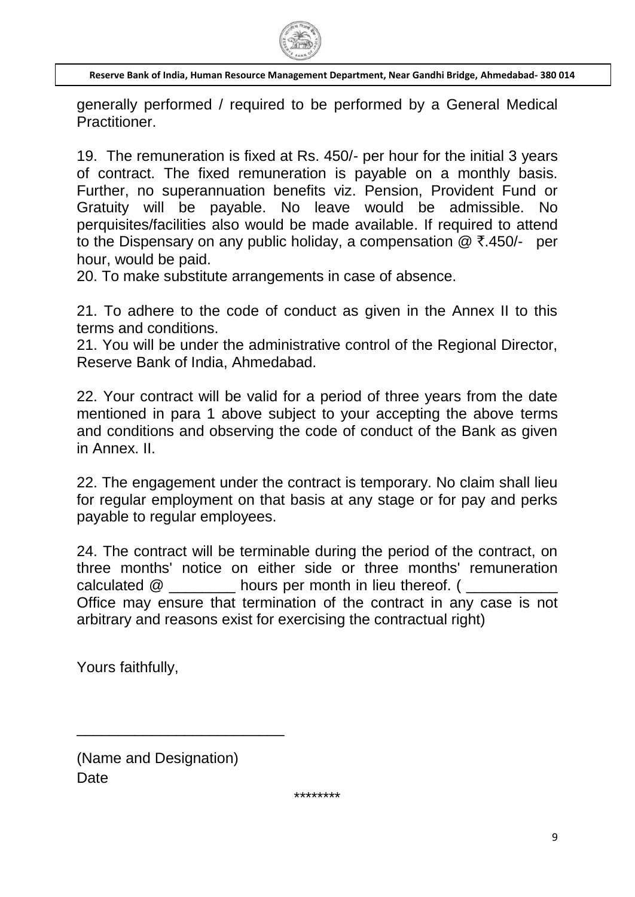generally performed / required to be performed by a General Medical Practitioner.

19. The remuneration is fixed at Rs. 450/- per hour for the initial 3 years of contract. The fixed remuneration is payable on a monthly basis. Further, no superannuation benefits viz. Pension, Provident Fund or Gratuity will be payable. No leave would be admissible. No perquisites/facilities also would be made available. If required to attend to the Dispensary on any public holiday, a compensation @ ₹.450/- per hour, would be paid.

20. To make substitute arrangements in case of absence.

21. To adhere to the code of conduct as given in the Annex II to this terms and conditions.

21. You will be under the administrative control of the Regional Director, Reserve Bank of India, Ahmedabad.

22. Your contract will be valid for a period of three years from the date mentioned in para 1 above subject to your accepting the above terms and conditions and observing the code of conduct of the Bank as given in Annex. II.

22. The engagement under the contract is temporary. No claim shall lieu for regular employment on that basis at any stage or for pay and perks payable to regular employees.

24. The contract will be terminable during the period of the contract, on three months' notice on either side or three months' remuneration calculated @ ________ hours per month in lieu thereof. ( ___________ Office may ensure that termination of the contract in any case is not arbitrary and reasons exist for exercising the contractual right)

Yours faithfully,

__________________________

(Name and Designation)
Date

********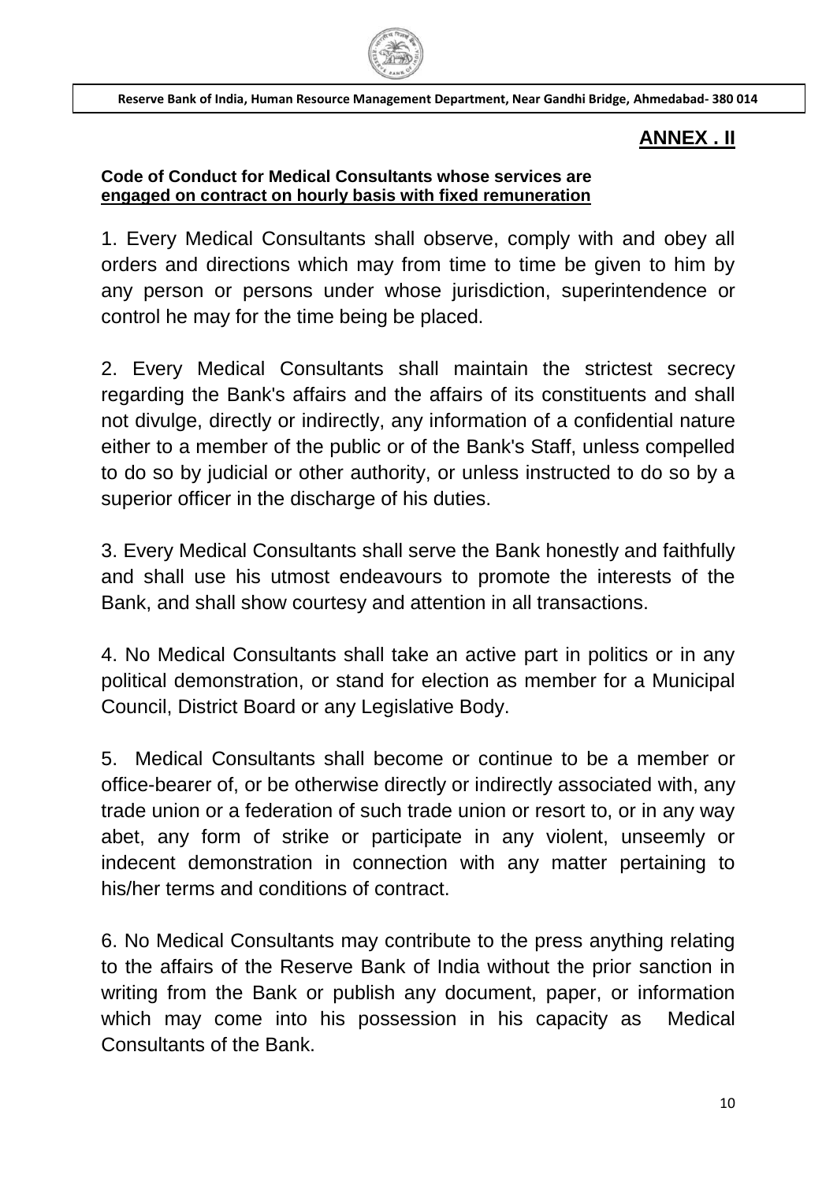## ANNEX . II

**Code of Conduct for Medical Consultants whose services are engaged on contract on hourly basis with fixed remuneration**

1. Every Medical Consultants shall observe, comply with and obey all orders and directions which may from time to time be given to him by any person or persons under whose jurisdiction, superintendence or control he may for the time being be placed.

2. Every Medical Consultants shall maintain the strictest secrecy regarding the Bank's affairs and the affairs of its constituents and shall not divulge, directly or indirectly, any information of a confidential nature either to a member of the public or of the Bank's Staff, unless compelled to do so by judicial or other authority, or unless instructed to do so by a superior officer in the discharge of his duties.

3. Every Medical Consultants shall serve the Bank honestly and faithfully and shall use his utmost endeavours to promote the interests of the Bank, and shall show courtesy and attention in all transactions.

4. No Medical Consultants shall take an active part in politics or in any political demonstration, or stand for election as member for a Municipal Council, District Board or any Legislative Body.

5. Medical Consultants shall become or continue to be a member or office-bearer of, or be otherwise directly or indirectly associated with, any trade union or a federation of such trade union or resort to, or in any way abet, any form of strike or participate in any violent, unseemly or indecent demonstration in connection with any matter pertaining to his/her terms and conditions of contract.

6. No Medical Consultants may contribute to the press anything relating to the affairs of the Reserve Bank of India without the prior sanction in writing from the Bank or publish any document, paper, or information which may come into his possession in his capacity as Medical Consultants of the Bank.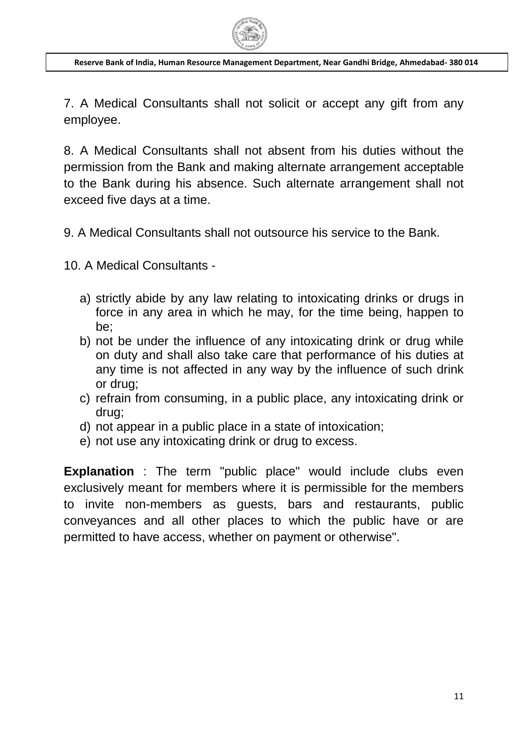7. A Medical Consultants shall not solicit or accept any gift from any employee.

8. A Medical Consultants shall not absent from his duties without the permission from the Bank and making alternate arrangement acceptable to the Bank during his absence. Such alternate arrangement shall not exceed five days at a time.

9. A Medical Consultants shall not outsource his service to the Bank.

10. A Medical Consultants -

a) strictly abide by any law relating to intoxicating drinks or drugs in force in any area in which he may, for the time being, happen to be;
b) not be under the influence of any intoxicating drink or drug while on duty and shall also take care that performance of his duties at any time is not affected in any way by the influence of such drink or drug;
c) refrain from consuming, in a public place, any intoxicating drink or drug;
d) not appear in a public place in a state of intoxication;
e) not use any intoxicating drink or drug to excess.

**Explanation** : The term "public place" would include clubs even exclusively meant for members where it is permissible for the members to invite non-members as guests, bars and restaurants, public conveyances and all other places to which the public have or are permitted to have access, whether on payment or otherwise".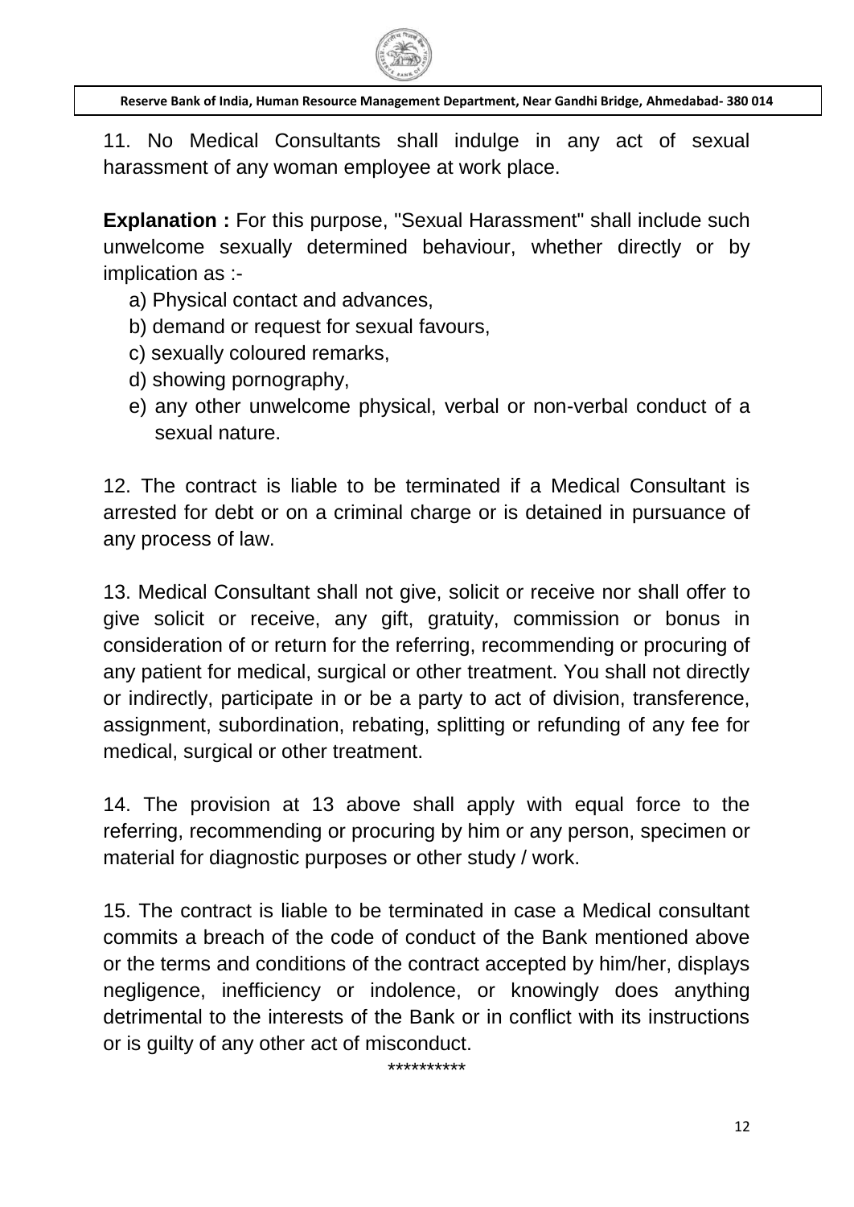11. No Medical Consultants shall indulge in any act of sexual harassment of any woman employee at work place.

**Explanation :** For this purpose, "Sexual Harassment" shall include such unwelcome sexually determined behaviour, whether directly or by implication as :-

a) Physical contact and advances,
b) demand or request for sexual favours,
c) sexually coloured remarks,
d) showing pornography,
e) any other unwelcome physical, verbal or non-verbal conduct of a sexual nature.

12. The contract is liable to be terminated if a Medical Consultant is arrested for debt or on a criminal charge or is detained in pursuance of any process of law.

13. Medical Consultant shall not give, solicit or receive nor shall offer to give solicit or receive, any gift, gratuity, commission or bonus in consideration of or return for the referring, recommending or procuring of any patient for medical, surgical or other treatment. You shall not directly or indirectly, participate in or be a party to act of division, transference, assignment, subordination, rebating, splitting or refunding of any fee for medical, surgical or other treatment.

14. The provision at 13 above shall apply with equal force to the referring, recommending or procuring by him or any person, specimen or material for diagnostic purposes or other study / work.

15. The contract is liable to be terminated in case a Medical consultant commits a breach of the code of conduct of the Bank mentioned above or the terms and conditions of the contract accepted by him/her, displays negligence, inefficiency or indolence, or knowingly does anything detrimental to the interests of the Bank or in conflict with its instructions or is guilty of any other act of misconduct.

**********